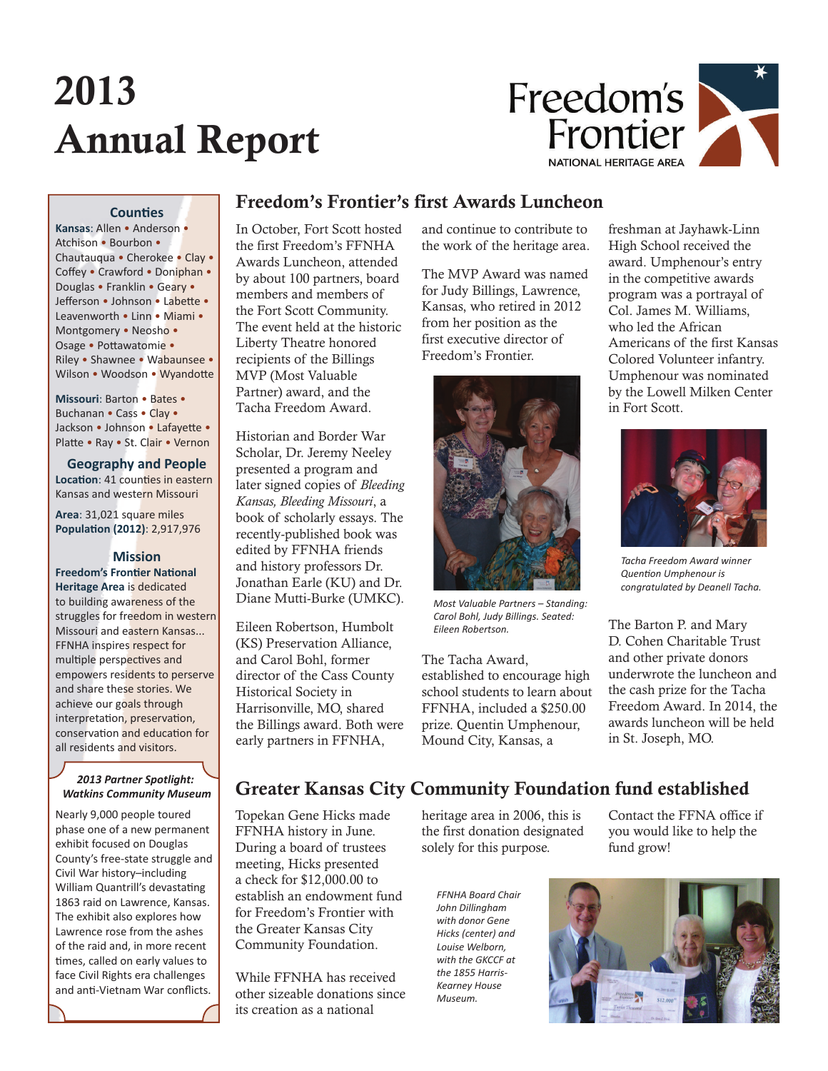# 2013 Annual Report

Freedom's Frontier
NATIONAL HERITAGE AREA

### Counties

**Kansas**: Allen • Anderson • Atchison • Bourbon • Chautauqua • Cherokee • Clay • Coffey • Crawford • Doniphan • Douglas • Franklin • Geary • Jefferson • Johnson • Labette • Leavenworth • Linn • Miami • Montgomery • Neosho • Osage • Pottawatomie • Riley • Shawnee • Wabaunsee • Wilson • Woodson • Wyandotte

**Missouri**: Barton • Bates • Buchanan • Cass • Clay • Jackson • Johnson • Lafayette • Platte • Ray • St. Clair • Vernon

### Geography and People

**Location**: 41 counties in eastern Kansas and western Missouri

**Area**: 31,021 square miles

**Population (2012)**: 2,917,976

### Mission

**Freedom's Frontier National Heritage Area** is dedicated to building awareness of the struggles for freedom in western Missouri and eastern Kansas... FFNHA inspires respect for multiple perspectives and empowers residents to perserve and share these stories. We achieve our goals through interpretation, preservation, conservation and education for all residents and visitors.

### *2013 Partner Spotlight: Watkins Community Museum*

Nearly 9,000 people toured phase one of a new permanent exhibit focused on Douglas County's free-state struggle and Civil War history–including William Quantrill's devastating 1863 raid on Lawrence, Kansas. The exhibit also explores how Lawrence rose from the ashes of the raid and, in more recent times, called on early values to face Civil Rights era challenges and anti-Vietnam War conflicts.

## Freedom's Frontier's first Awards Luncheon

In October, Fort Scott hosted the first Freedom's FFNHA Awards Luncheon, attended by about 100 partners, board members and members of the Fort Scott Community. The event held at the historic Liberty Theatre honored recipients of the Billings MVP (Most Valuable Partner) award, and the Tacha Freedom Award.

Historian and Border War Scholar, Dr. Jeremy Neeley presented a program and later signed copies of *Bleeding Kansas, Bleeding Missouri*, a book of scholarly essays. The recently-published book was edited by FFNHA friends and history professors Dr. Jonathan Earle (KU) and Dr. Diane Mutti-Burke (UMKC).

Eileen Robertson, Humbolt (KS) Preservation Alliance, and Carol Bohl, former director of the Cass County Historical Society in Harrisonville, MO, shared the Billings award. Both were early partners in FFNHA, and continue to contribute to the work of the heritage area.

The MVP Award was named for Judy Billings, Lawrence, Kansas, who retired in 2012 from her position as the first executive director of Freedom's Frontier.

*Most Valuable Partners – Standing: Carol Bohl, Judy Billings. Seated: Eileen Robertson.*

The Tacha Award, established to encourage high school students to learn about FFNHA, included a $250.00 prize. Quentin Umphenour, Mound City, Kansas, a freshman at Jayhawk-Linn High School received the award. Umphenour's entry in the competitive awards program was a portrayal of Col. James M. Williams, who led the African Americans of the first Kansas Colored Volunteer infantry. Umphenour was nominated by the Lowell Milken Center in Fort Scott.

*Tacha Freedom Award winner Quention Umphenour is congratulated by Deanell Tacha.*

The Barton P. and Mary D. Cohen Charitable Trust and other private donors underwrote the luncheon and the cash prize for the Tacha Freedom Award. In 2014, the awards luncheon will be held in St. Joseph, MO.

## Greater Kansas City Community Foundation fund established

Topekan Gene Hicks made FFNHA history in June. During a board of trustees meeting, Hicks presented a check for $12,000.00 to establish an endowment fund for Freedom's Frontier with the Greater Kansas City Community Foundation.

While FFNHA has received other sizeable donations since its creation as a national heritage area in 2006, this is the first donation designated solely for this purpose.

Contact the FFNA office if you would like to help the fund grow!

*FFNHA Board Chair John Dillingham with donor Gene Hicks (center) and Louise Welborn, with the GKCCF at the 1855 Harris-Kearney House Museum.*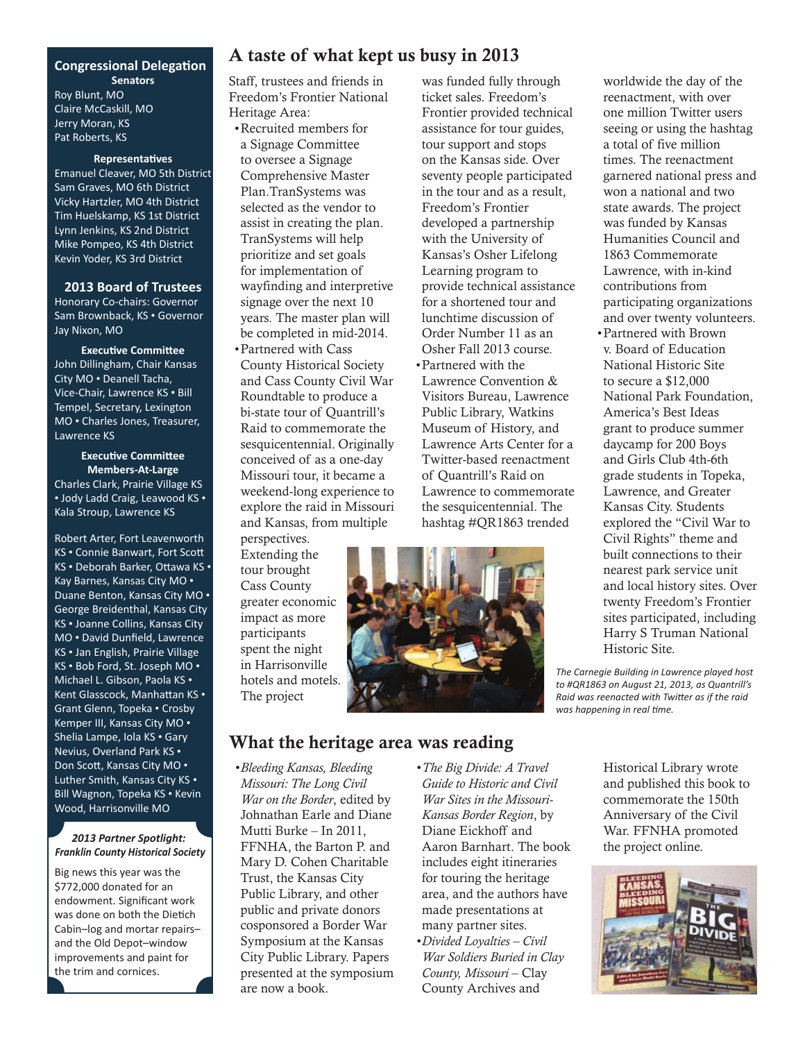## Congressional Delegation

**Senators**

Roy Blunt, MO
Claire McCaskill, MO
Jerry Moran, KS
Pat Roberts, KS

**Representatives**

Emanuel Cleaver, MO 5th District
Sam Graves, MO 6th District
Vicky Hartzler, MO 4th District
Tim Huelskamp, KS 1st District
Lynn Jenkins, KS 2nd District
Mike Pompeo, KS 4th District
Kevin Yoder, KS 3rd District

## 2013 Board of Trustees

Honorary Co-chairs: Governor Sam Brownback, KS • Governor Jay Nixon, MO

**Executive Committee**

John Dillingham, Chair Kansas City MO • Deanell Tacha, Vice-Chair, Lawrence KS • Bill Tempel, Secretary, Lexington MO • Charles Jones, Treasurer, Lawrence KS

**Executive Committee Members-At-Large**

Charles Clark, Prairie Village KS • Jody Ladd Craig, Leawood KS • Kala Stroup, Lawrence KS

Robert Arter, Fort Leavenworth KS • Connie Banwart, Fort Scott KS • Deborah Barker, Ottawa KS • Kay Barnes, Kansas City MO • Duane Benton, Kansas City MO • George Breidenthal, Kansas City KS • Joanne Collins, Kansas City MO • David Dunfield, Lawrence KS • Jan English, Prairie Village KS • Bob Ford, St. Joseph MO • Michael L. Gibson, Paola KS • Kent Glasscock, Manhattan KS • Grant Glenn, Topeka • Crosby Kemper III, Kansas City MO • Shelia Lampe, Iola KS • Gary Nevius, Overland Park KS • Don Scott, Kansas City MO • Luther Smith, Kansas City KS • Bill Wagnon, Topeka KS • Kevin Wood, Harrisonville MO

***2013 Partner Spotlight: Franklin County Historical Society***

Big news this year was the $772,000 donated for an endowment. Significant work was done on both the Dietich Cabin–log and mortar repairs–and the Old Depot–window improvements and paint for the trim and cornices.

# A taste of what kept us busy in 2013

Staff, trustees and friends in Freedom's Frontier National Heritage Area:

- Recruited members for a Signage Committee to oversee a Signage Comprehensive Master Plan.TranSystems was selected as the vendor to assist in creating the plan. TranSystems will help prioritize and set goals for implementation of wayfinding and interpretive signage over the next 10 years. The master plan will be completed in mid-2014.
- Partnered with Cass County Historical Society and Cass County Civil War Roundtable to produce a bi-state tour of Quantrill's Raid to commemorate the sesquicentennial. Originally conceived of as a one-day Missouri tour, it became a weekend-long experience to explore the raid in Missouri and Kansas, from multiple perspectives. Extending the tour brought Cass County greater economic impact as more participants spent the night in Harrisonville hotels and motels. The project was funded fully through ticket sales. Freedom's Frontier provided technical assistance for tour guides, tour support and stops on the Kansas side. Over seventy people participated in the tour and as a result, Freedom's Frontier developed a partnership with the University of Kansas's Osher Lifelong Learning program to provide technical assistance for a shortened tour and lunchtime discussion of Order Number 11 as an Osher Fall 2013 course.
- Partnered with the Lawrence Convention & Visitors Bureau, Lawrence Public Library, Watkins Museum of History, and Lawrence Arts Center for a Twitter-based reenactment of Quantrill's Raid on Lawrence to commemorate the sesquicentennial. The hashtag #QR1863 trended worldwide the day of the reenactment, with over one million Twitter users seeing or using the hashtag a total of five million times. The reenactment garnered national press and won a national and two state awards. The project was funded by Kansas Humanities Council and 1863 Commemorate Lawrence, with in-kind contributions from participating organizations and over twenty volunteers.
- Partnered with Brown v. Board of Education National Historic Site to secure a $12,000 National Park Foundation, America's Best Ideas grant to produce summer daycamp for 200 Boys and Girls Club 4th-6th grade students in Topeka, Lawrence, and Greater Kansas City. Students explored the "Civil War to Civil Rights" theme and built connections to their nearest park service unit and local history sites. Over twenty Freedom's Frontier sites participated, including Harry S Truman National Historic Site.

*The Carnegie Building in Lawrence played host to #QR1863 on August 21, 2013, as Quantrill's Raid was reenacted with Twitter as if the raid was happening in real time.*

# What the heritage area was reading

- *Bleeding Kansas, Bleeding Missouri: The Long Civil War on the Border*, edited by Johnathan Earle and Diane Mutti Burke – In 2011, FFNHA, the Barton P. and Mary D. Cohen Charitable Trust, the Kansas City Public Library, and other public and private donors cosponsored a Border War Symposium at the Kansas City Public Library. Papers presented at the symposium are now a book.
- *The Big Divide: A Travel Guide to Historic and Civil War Sites in the Missouri-Kansas Border Region*, by Diane Eickhoff and Aaron Barnhart. The book includes eight itineraries for touring the heritage area, and the authors have made presentations at many partner sites.
- *Divided Loyalties – Civil War Soldiers Buried in Clay County, Missouri* – Clay County Archives and Historical Library wrote and published this book to commemorate the 150th Anniversary of the Civil War. FFNHA promoted the project online.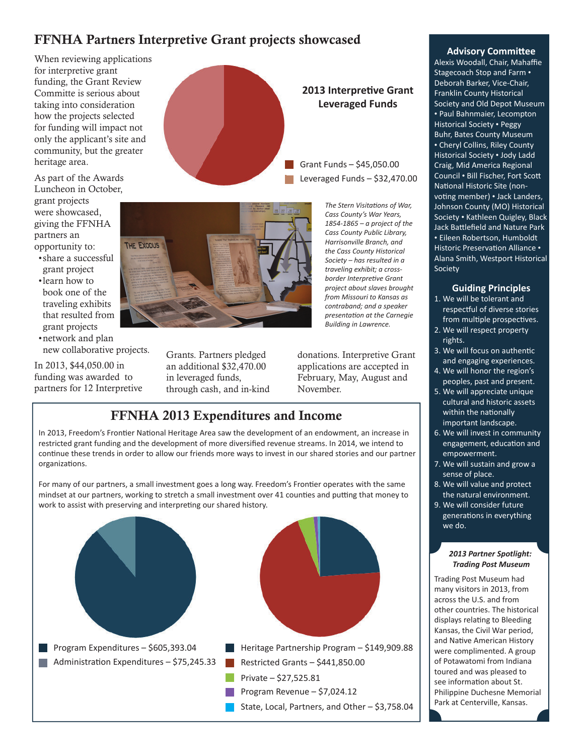# FFNHA Partners Interpretive Grant projects showcased

When reviewing applications for interpretive grant funding, the Grant Review Committe is serious about taking into consideration how the projects selected for funding will impact not only the applicant's site and community, but the greater heritage area.

As part of the Awards Luncheon in October, grant projects were showcased, giving the FFNHA partners an opportunity to:

- share a successful grant project
- learn how to book one of the traveling exhibits that resulted from grant projects
- network and plan new collaborative projects.

In 2013, $44,050.00 in funding was awarded to partners for 12 Interpretive Grants. Partners pledged an additional $32,470.00 in leveraged funds, through cash, and in-kind donations. Interpretive Grant applications are accepted in February, May, August and November.

**2013 Interpretive Grant Leveraged Funds**

- Grant Funds – $45,050.00
- Leveraged Funds – $32,470.00

*The Stern Visitations of War, Cass County's War Years, 1854-1865 – a project of the Cass County Public Library, Harrisonville Branch, and the Cass County Historical Society – has resulted in a traveling exhibit; a cross-border Interpretive Grant project about slaves brought from Missouri to Kansas as contraband; and a speaker presentation at the Carnegie Building in Lawrence.*

## FFNHA 2013 Expenditures and Income

In 2013, Freedom's Frontier National Heritage Area saw the development of an endowment, an increase in restricted grant funding and the development of more diversified revenue streams. In 2014, we intend to continue these trends in order to allow our friends more ways to invest in our shared stories and our partner organizations.

For many of our partners, a small investment goes a long way. Freedom's Frontier operates with the same mindset at our partners, working to stretch a small investment over 41 counties and putting that money to work to assist with preserving and interpreting our shared history.

- Program Expenditures – $605,393.04
- Administration Expenditures – $75,245.33

- Heritage Partnership Program – $149,909.88
- Restricted Grants – $441,850.00
- Private – $27,525.81
- Program Revenue – $7,024.12
- State, Local, Partners, and Other – $3,758.04

### Advisory Committee

Alexis Woodall, Chair, Mahaffie Stagecoach Stop and Farm • Deborah Barker, Vice-Chair, Franklin County Historical Society and Old Depot Museum • Paul Bahnmaier, Lecompton Historical Society • Peggy Buhr, Bates County Museum • Cheryl Collins, Riley County Historical Society • Jody Ladd Craig, Mid America Regional Council • Bill Fischer, Fort Scott National Historic Site (non-voting member) • Jack Landers, Johnson County (MO) Historical Society • Kathleen Quigley, Black Jack Battlefield and Nature Park • Eileen Robertson, Humboldt Historic Preservation Alliance • Alana Smith, Westport Historical Society

### Guiding Principles

1. We will be tolerant and respectful of diverse stories from multiple prospectives.
2. We will respect property rights.
3. We will focus on authentic and engaging experiences.
4. We will honor the region's peoples, past and present.
5. We will appreciate unique cultural and historic assets within the nationally important landscape.
6. We will invest in community engagement, education and empowerment.
7. We will sustain and grow a sense of place.
8. We will value and protect the natural environment.
9. We will consider future generations in everything we do.

***2013 Partner Spotlight: Trading Post Museum***

Trading Post Museum had many visitors in 2013, from across the U.S. and from other countries. The historical displays relating to Bleeding Kansas, the Civil War period, and Native American History were complimented. A group of Potawatomi from Indiana toured and was pleased to see information about St. Philippine Duchesne Memorial Park at Centerville, Kansas.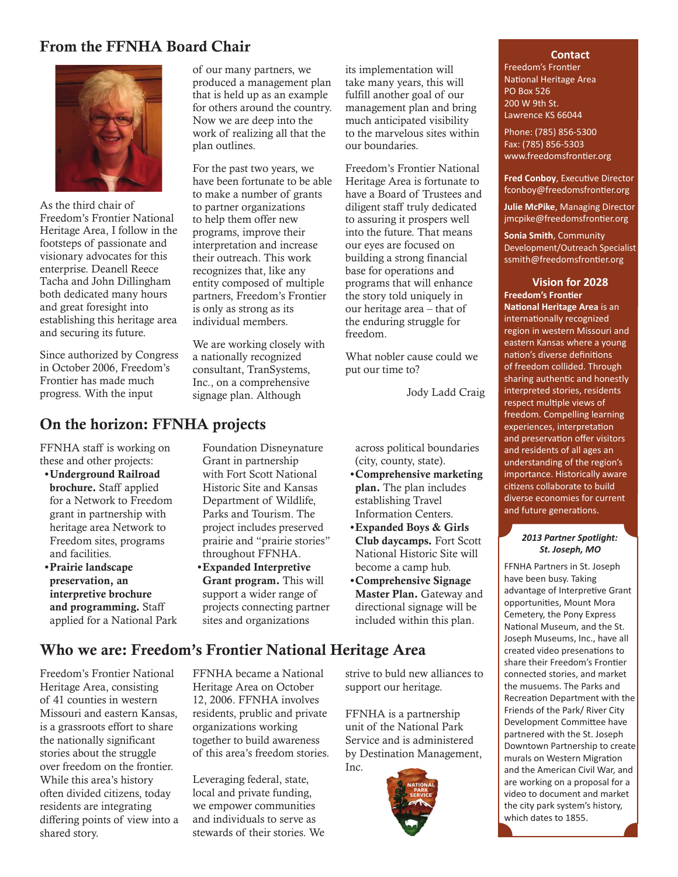## From the FFNHA Board Chair

As the third chair of Freedom's Frontier National Heritage Area, I follow in the footsteps of passionate and visionary advocates for this enterprise. Deanell Reece Tacha and John Dillingham both dedicated many hours and great foresight into establishing this heritage area and securing its future.

Since authorized by Congress in October 2006, Freedom's Frontier has made much progress. With the input of our many partners, we produced a management plan that is held up as an example for others around the country. Now we are deep into the work of realizing all that the plan outlines.

For the past two years, we have been fortunate to be able to make a number of grants to partner organizations to help them offer new programs, improve their interpretation and increase their outreach. This work recognizes that, like any entity composed of multiple partners, Freedom's Frontier is only as strong as its individual members.

We are working closely with a nationally recognized consultant, TranSystems, Inc., on a comprehensive signage plan. Although its implementation will take many years, this will fulfill another goal of our management plan and bring much anticipated visibility to the marvelous sites within our boundaries.

Freedom's Frontier National Heritage Area is fortunate to have a Board of Trustees and diligent staff truly dedicated to assuring it prospers well into the future. That means our eyes are focused on building a strong financial base for operations and programs that will enhance the story told uniquely in our heritage area – that of the enduring struggle for freedom.

What nobler cause could we put our time to?

Jody Ladd Craig

## On the horizon: FFNHA projects

FFNHA staff is working on these and other projects:

- **Underground Railroad brochure.** Staff applied for a Network to Freedom grant in partnership with heritage area Network to Freedom sites, programs and facilities.
- **Prairie landscape preservation, an interpretive brochure and programming.** Staff applied for a National Park Foundation Disneynature Grant in partnership with Fort Scott National Historic Site and Kansas Department of Wildlife, Parks and Tourism. The project includes preserved prairie and "prairie stories" throughout FFNHA.
- **Expanded Interpretive Grant program.** This will support a wider range of projects connecting partner sites and organizations across political boundaries (city, county, state).
- **Comprehensive marketing plan.** The plan includes establishing Travel Information Centers.
- **Expanded Boys & Girls Club daycamps.** Fort Scott National Historic Site will become a camp hub.
- **Comprehensive Signage Master Plan.** Gateway and directional signage will be included within this plan.

## Who we are: Freedom's Frontier National Heritage Area

Freedom's Frontier National Heritage Area, consisting of 41 counties in western Missouri and eastern Kansas, is a grassroots effort to share the nationally significant stories about the struggle over freedom on the frontier. While this area's history often divided citizens, today residents are integrating differing points of view into a shared story.

FFNHA became a National Heritage Area on October 12, 2006. FFNHA involves residents, prublic and private organizations working together to build awareness of this area's freedom stories.

Leveraging federal, state, local and private funding, we empower communities and individuals to serve as stewards of their stories. We strive to buld new alliances to support our heritage.

FFNHA is a partnership unit of the National Park Service and is administered by Destination Management, Inc.

NATIONAL PARK SERVICE

### Contact

Freedom's Frontier National Heritage Area
PO Box 526
200 W 9th St.
Lawrence KS 66044

Phone: (785) 856-5300
Fax: (785) 856-5303
www.freedomsfrontier.org

**Fred Conboy**, Executive Director
fconboy@freedomsfrontier.org

**Julie McPike**, Managing Director
jmcpike@freedomsfrontier.org

**Sonia Smith**, Community Development/Outreach Specialist
ssmith@freedomsfrontier.org

### Vision for 2028

**Freedom's Frontier National Heritage Area** is an internationally recognized region in western Missouri and eastern Kansas where a young nation's diverse definitions of freedom collided. Through sharing authentic and honestly interpreted stories, residents respect multiple views of freedom. Compelling learning experiences, interpretation and preservation offer visitors and residents of all ages an understanding of the region's importance. Historically aware citizens collaborate to build diverse economies for current and future generations.

***2013 Partner Spotlight: St. Joseph, MO***

FFNHA Partners in St. Joseph have been busy. Taking advantage of Interpretive Grant opportunities, Mount Mora Cemetery, the Pony Express National Museum, and the St. Joseph Museums, Inc., have all created video presenations to share their Freedom's Frontier connected stories, and market the musuems. The Parks and Recreation Department with the Friends of the Park/ River City Development Committee have partnered with the St. Joseph Downtown Partnership to create murals on Western Migration and the American Civil War, and are working on a proposal for a video to document and market the city park system's history, which dates to 1855.